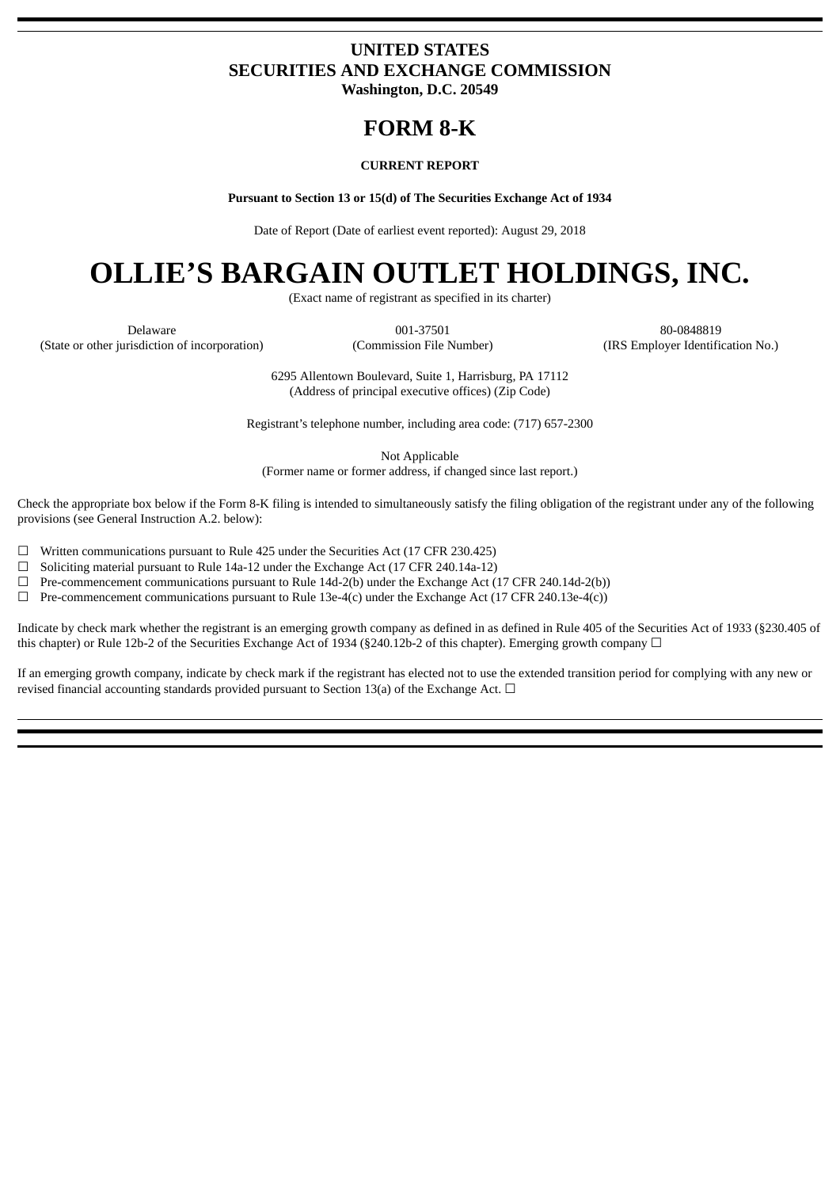**UNITED STATES**
**SECURITIES AND EXCHANGE COMMISSION**
**Washington, D.C. 20549**

# FORM 8-K

**CURRENT REPORT**

**Pursuant to Section 13 or 15(d) of The Securities Exchange Act of 1934**

Date of Report (Date of earliest event reported): August 29, 2018

# OLLIE'S BARGAIN OUTLET HOLDINGS, INC.

(Exact name of registrant as specified in its charter)

| Delaware | 001-37501 | 80-0848819 |
|---|---|---|
| (State or other jurisdiction of incorporation) | (Commission File Number) | (IRS Employer Identification No.) |

6295 Allentown Boulevard, Suite 1, Harrisburg, PA 17112
(Address of principal executive offices) (Zip Code)

Registrant's telephone number, including area code: (717) 657-2300

Not Applicable
(Former name or former address, if changed since last report.)

Check the appropriate box below if the Form 8-K filing is intended to simultaneously satisfy the filing obligation of the registrant under any of the following provisions (see General Instruction A.2. below):

☐ Written communications pursuant to Rule 425 under the Securities Act (17 CFR 230.425)
☐ Soliciting material pursuant to Rule 14a-12 under the Exchange Act (17 CFR 240.14a-12)
☐ Pre-commencement communications pursuant to Rule 14d-2(b) under the Exchange Act (17 CFR 240.14d-2(b))
☐ Pre-commencement communications pursuant to Rule 13e-4(c) under the Exchange Act (17 CFR 240.13e-4(c))

Indicate by check mark whether the registrant is an emerging growth company as defined in as defined in Rule 405 of the Securities Act of 1933 (§230.405 of this chapter) or Rule 12b-2 of the Securities Exchange Act of 1934 (§240.12b-2 of this chapter). Emerging growth company ☐

If an emerging growth company, indicate by check mark if the registrant has elected not to use the extended transition period for complying with any new or revised financial accounting standards provided pursuant to Section 13(a) of the Exchange Act. ☐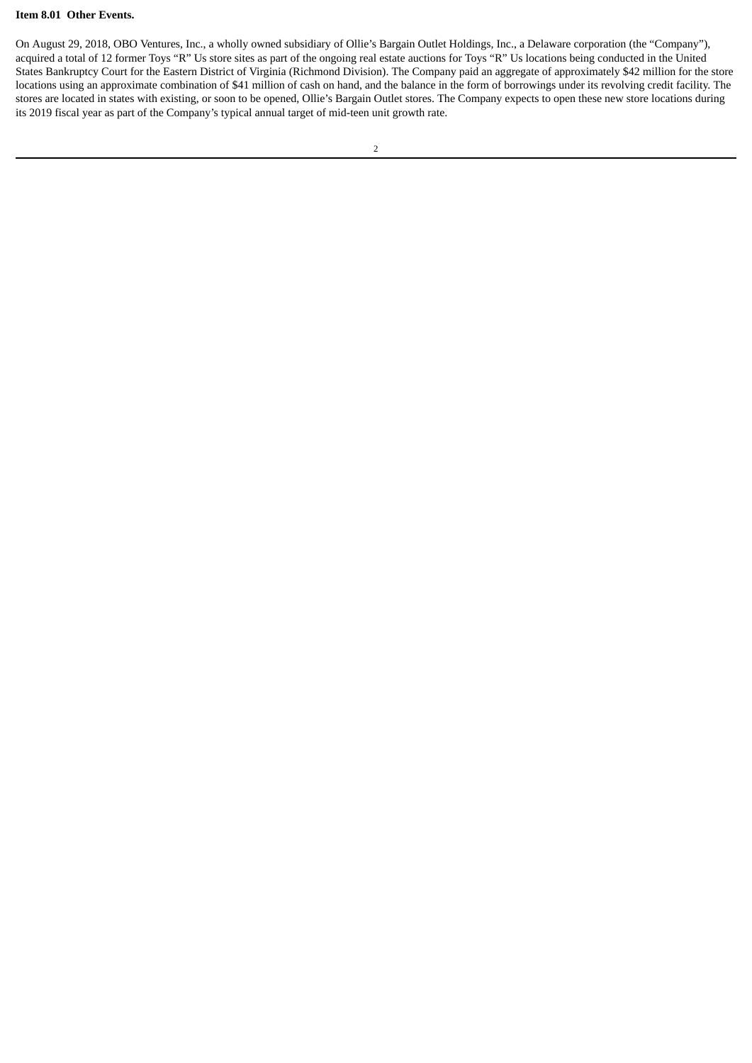**Item 8.01 Other Events.**

On August 29, 2018, OBO Ventures, Inc., a wholly owned subsidiary of Ollie's Bargain Outlet Holdings, Inc., a Delaware corporation (the "Company"), acquired a total of 12 former Toys "R" Us store sites as part of the ongoing real estate auctions for Toys "R" Us locations being conducted in the United States Bankruptcy Court for the Eastern District of Virginia (Richmond Division). The Company paid an aggregate of approximately $42 million for the store locations using an approximate combination of $41 million of cash on hand, and the balance in the form of borrowings under its revolving credit facility. The stores are located in states with existing, or soon to be opened, Ollie's Bargain Outlet stores. The Company expects to open these new store locations during its 2019 fiscal year as part of the Company's typical annual target of mid-teen unit growth rate.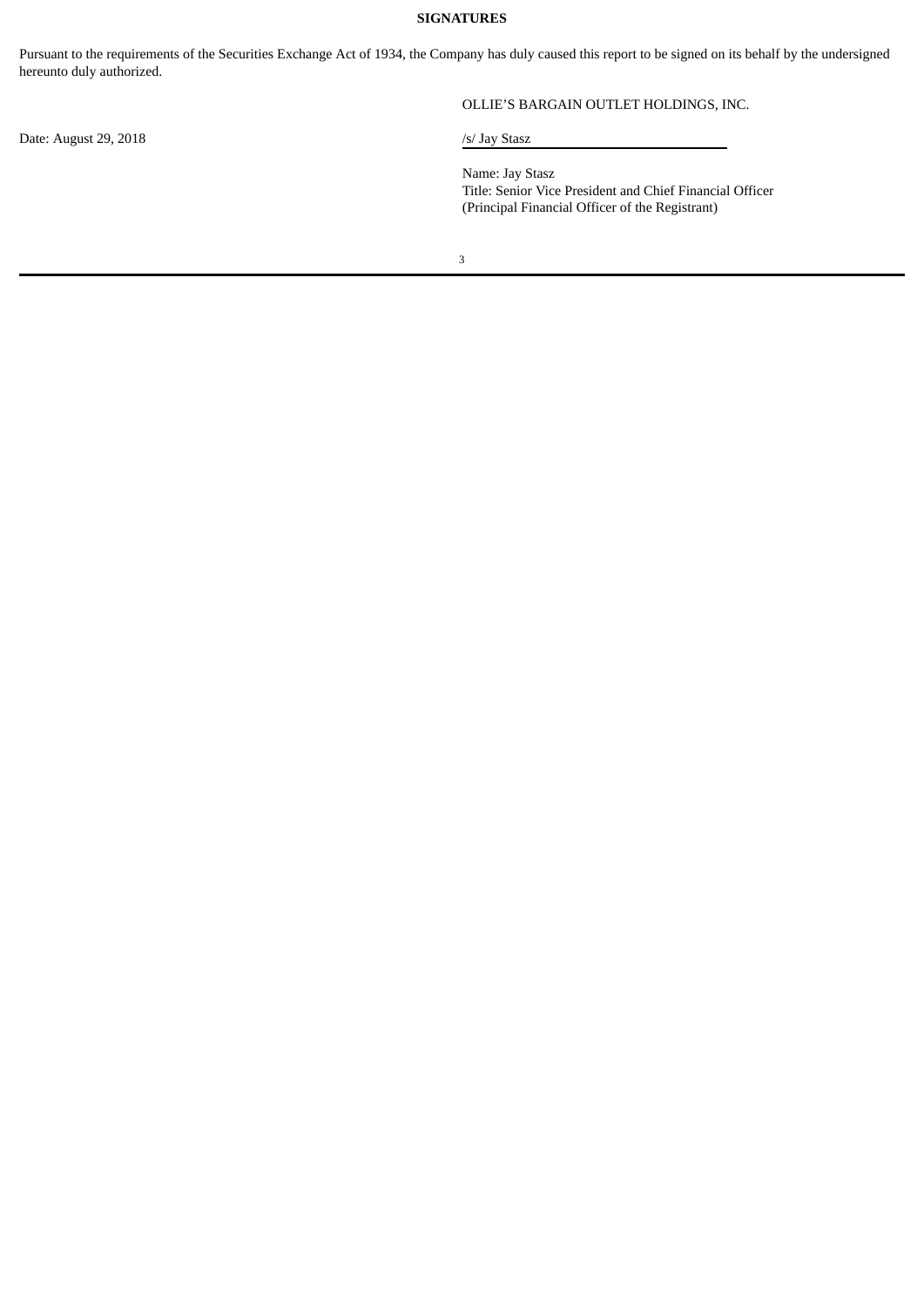**SIGNATURES**

Pursuant to the requirements of the Securities Exchange Act of 1934, the Company has duly caused this report to be signed on its behalf by the undersigned hereunto duly authorized.

OLLIE'S BARGAIN OUTLET HOLDINGS, INC.

Date: August 29, 2018

/s/ Jay Stasz

Name: Jay Stasz
Title: Senior Vice President and Chief Financial Officer
(Principal Financial Officer of the Registrant)